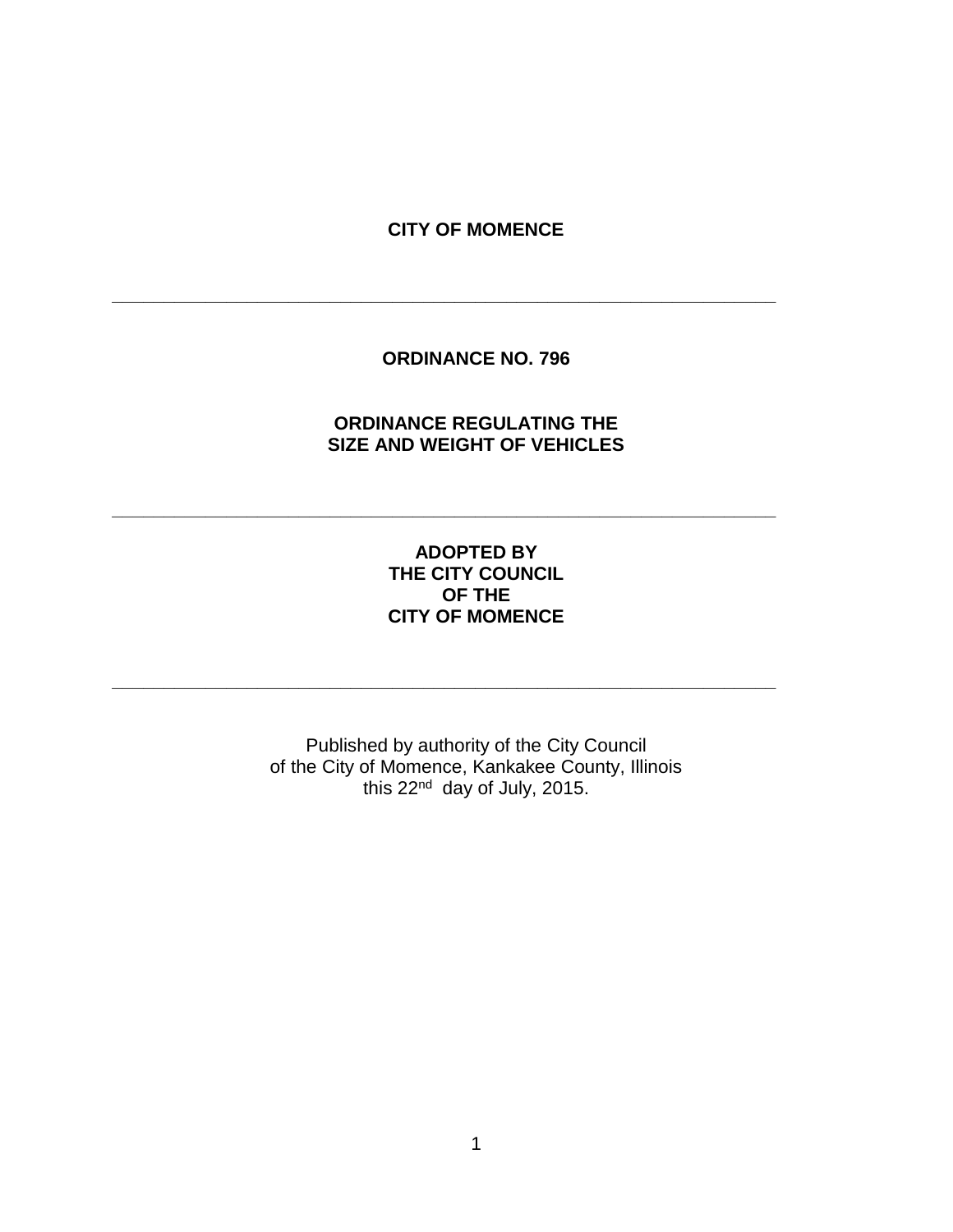**CITY OF MOMENCE**

---

**ORDINANCE NO. 796**

**ORDINANCE REGULATING THE SIZE AND WEIGHT OF VEHICLES**

---

**ADOPTED BY THE CITY COUNCIL OF THE CITY OF MOMENCE**

---

Published by authority of the City Council of the City of Momence, Kankakee County, Illinois this 22nd day of July, 2015.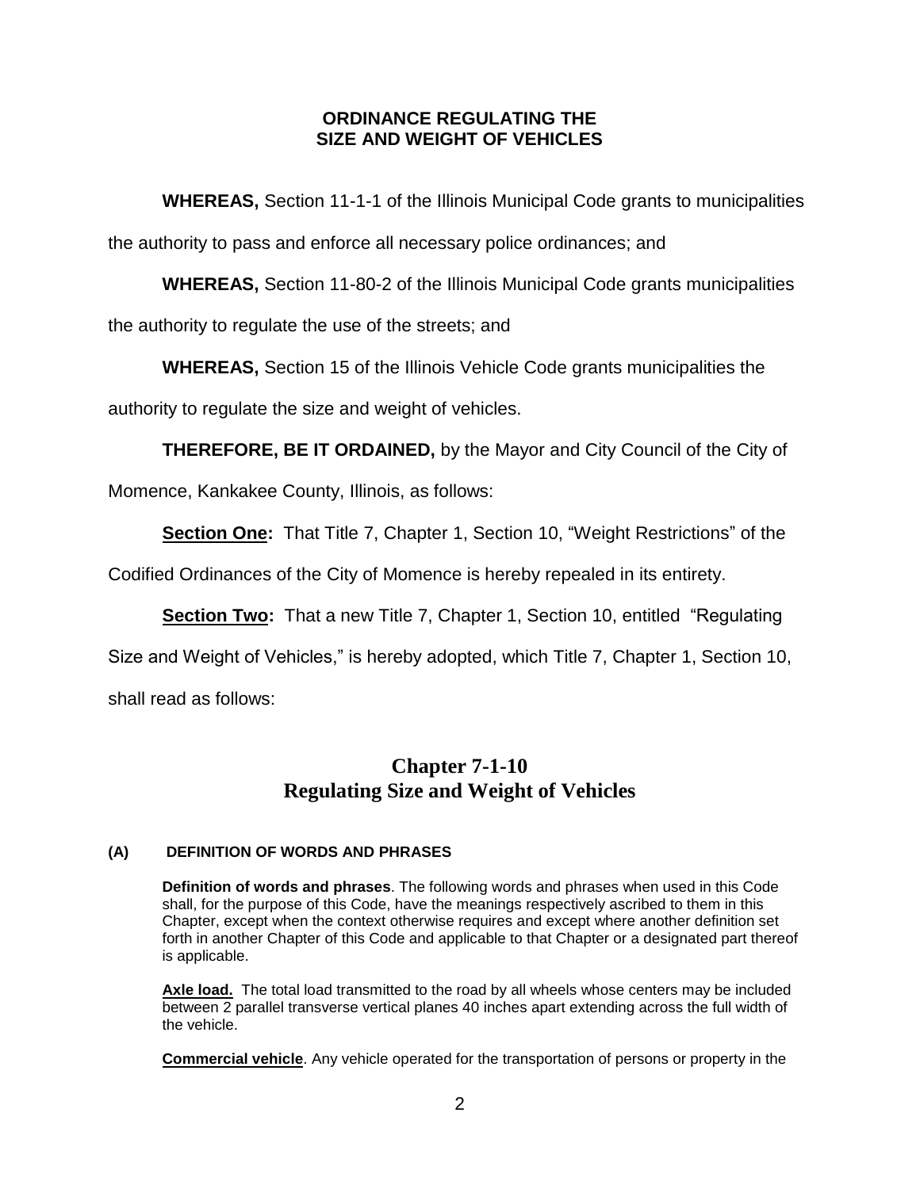## ORDINANCE REGULATING THE SIZE AND WEIGHT OF VEHICLES

**WHEREAS,** Section 11-1-1 of the Illinois Municipal Code grants to municipalities the authority to pass and enforce all necessary police ordinances; and

**WHEREAS,** Section 11-80-2 of the Illinois Municipal Code grants municipalities the authority to regulate the use of the streets; and

**WHEREAS,** Section 15 of the Illinois Vehicle Code grants municipalities the authority to regulate the size and weight of vehicles.

**THEREFORE, BE IT ORDAINED,** by the Mayor and City Council of the City of Momence, Kankakee County, Illinois, as follows:

**Section One:** That Title 7, Chapter 1, Section 10, "Weight Restrictions" of the Codified Ordinances of the City of Momence is hereby repealed in its entirety.

**Section Two:** That a new Title 7, Chapter 1, Section 10, entitled "Regulating Size and Weight of Vehicles," is hereby adopted, which Title 7, Chapter 1, Section 10, shall read as follows:

## Chapter 7-1-10
## Regulating Size and Weight of Vehicles

### (A) DEFINITION OF WORDS AND PHRASES

**Definition of words and phrases**. The following words and phrases when used in this Code shall, for the purpose of this Code, have the meanings respectively ascribed to them in this Chapter, except when the context otherwise requires and except where another definition set forth in another Chapter of this Code and applicable to that Chapter or a designated part thereof is applicable.

**Axle load.** The total load transmitted to the road by all wheels whose centers may be included between 2 parallel transverse vertical planes 40 inches apart extending across the full width of the vehicle.

**Commercial vehicle**. Any vehicle operated for the transportation of persons or property in the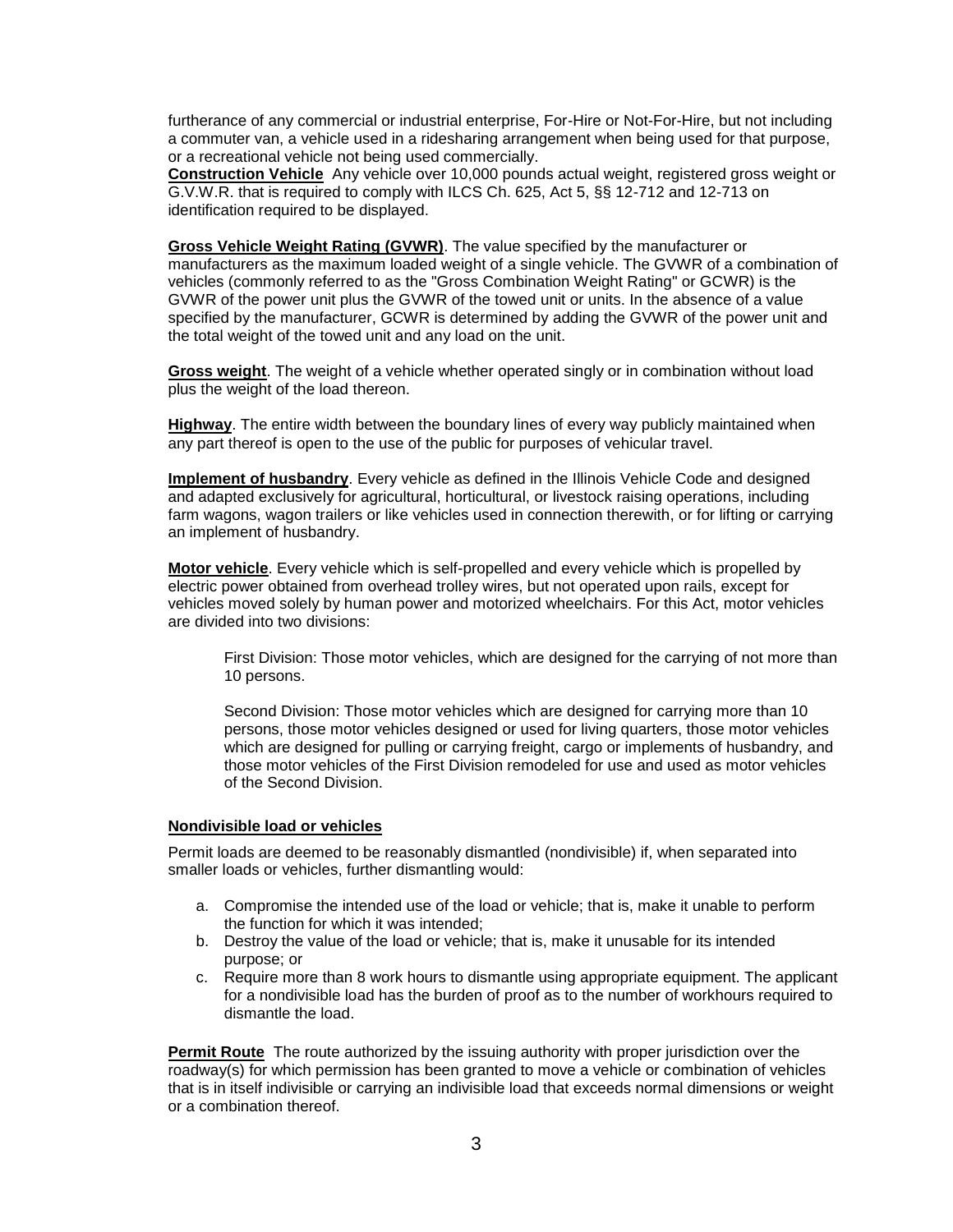furtherance of any commercial or industrial enterprise, For-Hire or Not-For-Hire, but not including a commuter van, a vehicle used in a ridesharing arrangement when being used for that purpose, or a recreational vehicle not being used commercially.

**Construction Vehicle** Any vehicle over 10,000 pounds actual weight, registered gross weight or G.V.W.R. that is required to comply with ILCS Ch. 625, Act 5, §§ 12-712 and 12-713 on identification required to be displayed.

**Gross Vehicle Weight Rating (GVWR)**. The value specified by the manufacturer or manufacturers as the maximum loaded weight of a single vehicle. The GVWR of a combination of vehicles (commonly referred to as the "Gross Combination Weight Rating" or GCWR) is the GVWR of the power unit plus the GVWR of the towed unit or units. In the absence of a value specified by the manufacturer, GCWR is determined by adding the GVWR of the power unit and the total weight of the towed unit and any load on the unit.

**Gross weight**. The weight of a vehicle whether operated singly or in combination without load plus the weight of the load thereon.

**Highway**. The entire width between the boundary lines of every way publicly maintained when any part thereof is open to the use of the public for purposes of vehicular travel.

**Implement of husbandry**. Every vehicle as defined in the Illinois Vehicle Code and designed and adapted exclusively for agricultural, horticultural, or livestock raising operations, including farm wagons, wagon trailers or like vehicles used in connection therewith, or for lifting or carrying an implement of husbandry.

**Motor vehicle**. Every vehicle which is self-propelled and every vehicle which is propelled by electric power obtained from overhead trolley wires, but not operated upon rails, except for vehicles moved solely by human power and motorized wheelchairs. For this Act, motor vehicles are divided into two divisions:

> First Division: Those motor vehicles, which are designed for the carrying of not more than 10 persons.
>
> Second Division: Those motor vehicles which are designed for carrying more than 10 persons, those motor vehicles designed or used for living quarters, those motor vehicles which are designed for pulling or carrying freight, cargo or implements of husbandry, and those motor vehicles of the First Division remodeled for use and used as motor vehicles of the Second Division.

**Nondivisible load or vehicles**

Permit loads are deemed to be reasonably dismantled (nondivisible) if, when separated into smaller loads or vehicles, further dismantling would:

a. Compromise the intended use of the load or vehicle; that is, make it unable to perform the function for which it was intended;
b. Destroy the value of the load or vehicle; that is, make it unusable for its intended purpose; or
c. Require more than 8 work hours to dismantle using appropriate equipment. The applicant for a nondivisible load has the burden of proof as to the number of workhours required to dismantle the load.

**Permit Route** The route authorized by the issuing authority with proper jurisdiction over the roadway(s) for which permission has been granted to move a vehicle or combination of vehicles that is in itself indivisible or carrying an indivisible load that exceeds normal dimensions or weight or a combination thereof.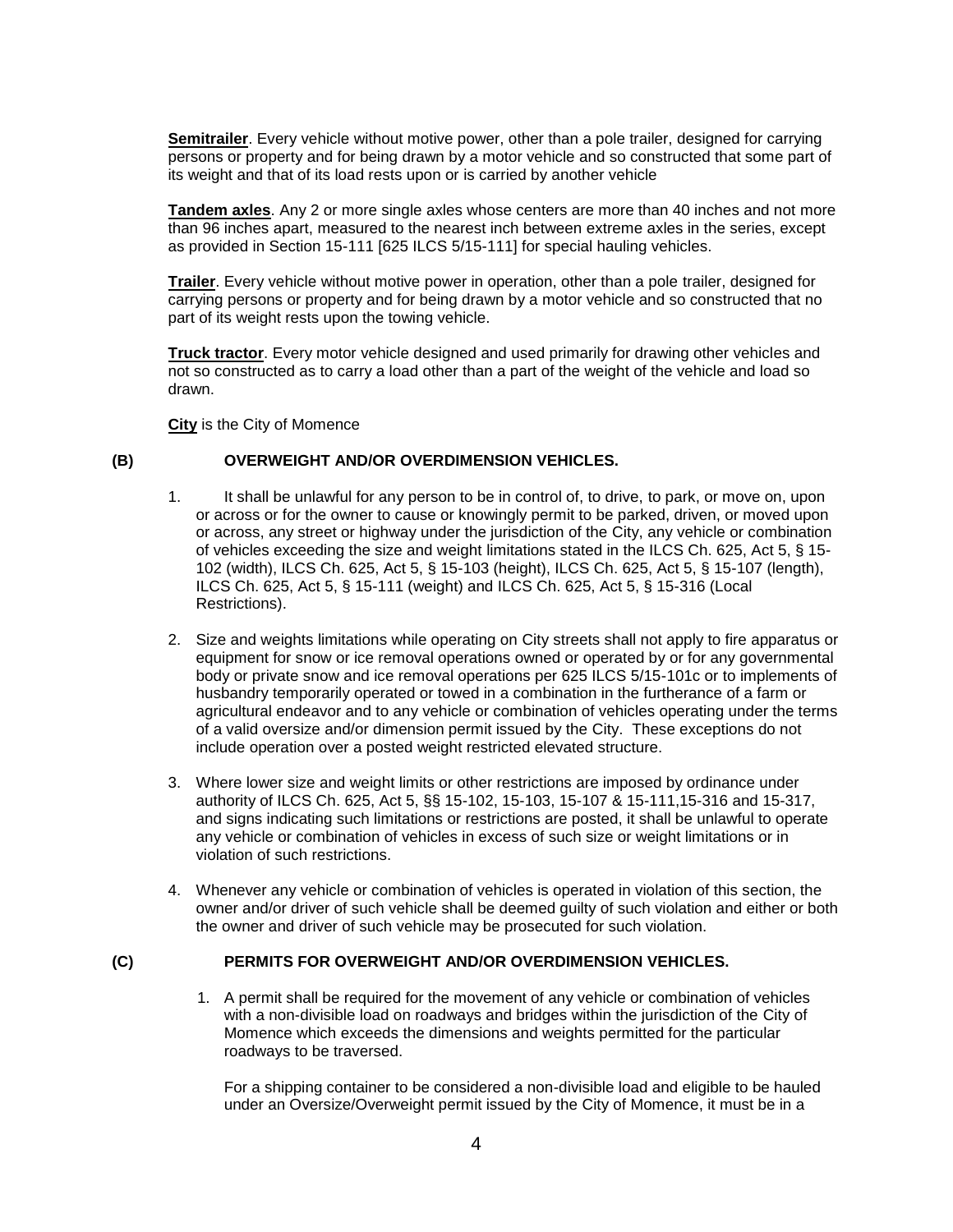**Semitrailer**. Every vehicle without motive power, other than a pole trailer, designed for carrying persons or property and for being drawn by a motor vehicle and so constructed that some part of its weight and that of its load rests upon or is carried by another vehicle

**Tandem axles**. Any 2 or more single axles whose centers are more than 40 inches and not more than 96 inches apart, measured to the nearest inch between extreme axles in the series, except as provided in Section 15-111 [625 ILCS 5/15-111] for special hauling vehicles.

**Trailer**. Every vehicle without motive power in operation, other than a pole trailer, designed for carrying persons or property and for being drawn by a motor vehicle and so constructed that no part of its weight rests upon the towing vehicle.

**Truck tractor**. Every motor vehicle designed and used primarily for drawing other vehicles and not so constructed as to carry a load other than a part of the weight of the vehicle and load so drawn.

**City** is the City of Momence

**(B) OVERWEIGHT AND/OR OVERDIMENSION VEHICLES.**

1. It shall be unlawful for any person to be in control of, to drive, to park, or move on, upon or across or for the owner to cause or knowingly permit to be parked, driven, or moved upon or across, any street or highway under the jurisdiction of the City, any vehicle or combination of vehicles exceeding the size and weight limitations stated in the ILCS Ch. 625, Act 5, § 15-102 (width), ILCS Ch. 625, Act 5, § 15-103 (height), ILCS Ch. 625, Act 5, § 15-107 (length), ILCS Ch. 625, Act 5, § 15-111 (weight) and ILCS Ch. 625, Act 5, § 15-316 (Local Restrictions).

2. Size and weights limitations while operating on City streets shall not apply to fire apparatus or equipment for snow or ice removal operations owned or operated by or for any governmental body or private snow and ice removal operations per 625 ILCS 5/15-101c or to implements of husbandry temporarily operated or towed in a combination in the furtherance of a farm or agricultural endeavor and to any vehicle or combination of vehicles operating under the terms of a valid oversize and/or dimension permit issued by the City. These exceptions do not include operation over a posted weight restricted elevated structure.

3. Where lower size and weight limits or other restrictions are imposed by ordinance under authority of ILCS Ch. 625, Act 5, §§ 15-102, 15-103, 15-107 & 15-111,15-316 and 15-317, and signs indicating such limitations or restrictions are posted, it shall be unlawful to operate any vehicle or combination of vehicles in excess of such size or weight limitations or in violation of such restrictions.

4. Whenever any vehicle or combination of vehicles is operated in violation of this section, the owner and/or driver of such vehicle shall be deemed guilty of such violation and either or both the owner and driver of such vehicle may be prosecuted for such violation.

**(C) PERMITS FOR OVERWEIGHT AND/OR OVERDIMENSION VEHICLES.**

1. A permit shall be required for the movement of any vehicle or combination of vehicles with a non-divisible load on roadways and bridges within the jurisdiction of the City of Momence which exceeds the dimensions and weights permitted for the particular roadways to be traversed.

   For a shipping container to be considered a non-divisible load and eligible to be hauled under an Oversize/Overweight permit issued by the City of Momence, it must be in a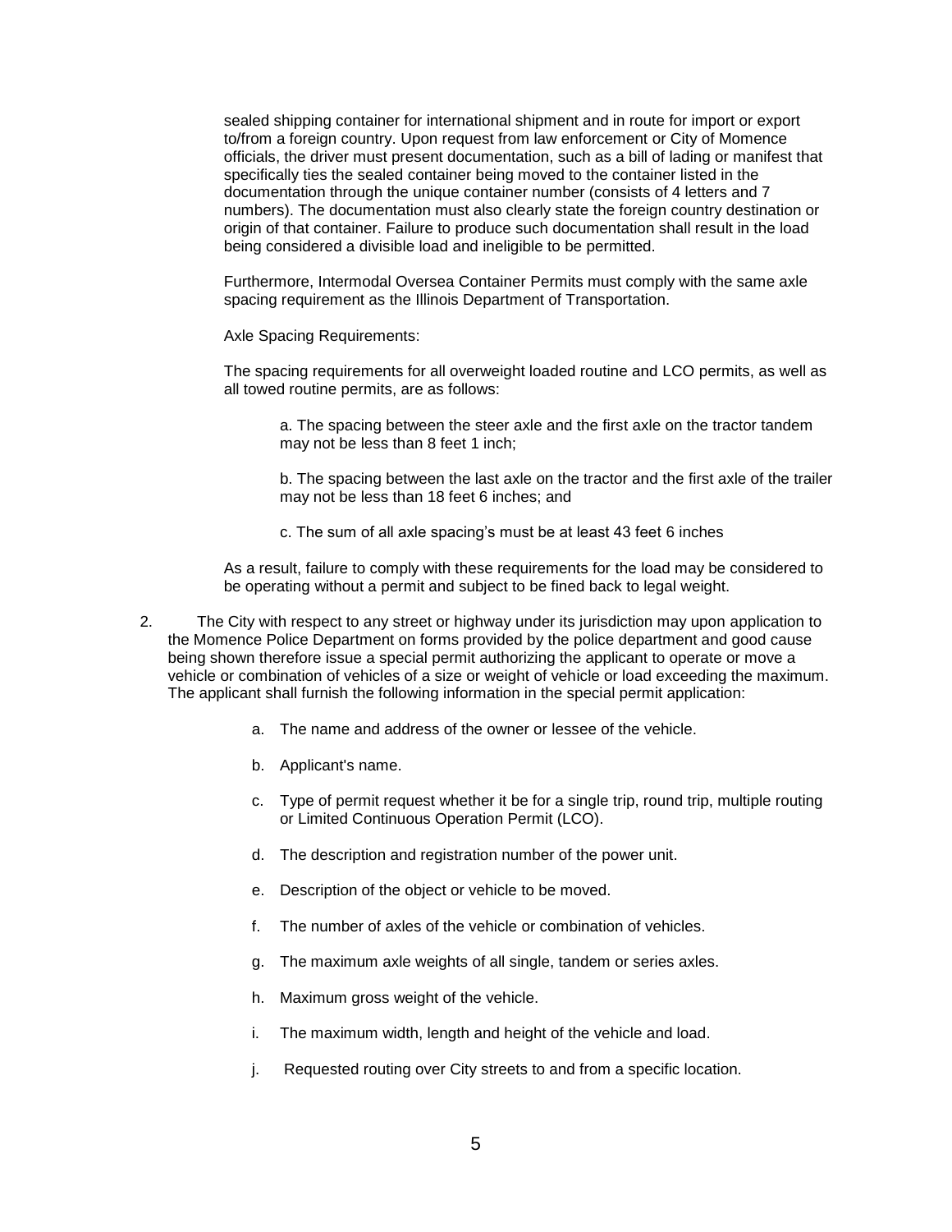sealed shipping container for international shipment and in route for import or export to/from a foreign country. Upon request from law enforcement or City of Momence officials, the driver must present documentation, such as a bill of lading or manifest that specifically ties the sealed container being moved to the container listed in the documentation through the unique container number (consists of 4 letters and 7 numbers). The documentation must also clearly state the foreign country destination or origin of that container. Failure to produce such documentation shall result in the load being considered a divisible load and ineligible to be permitted.

Furthermore, Intermodal Oversea Container Permits must comply with the same axle spacing requirement as the Illinois Department of Transportation.

Axle Spacing Requirements:

The spacing requirements for all overweight loaded routine and LCO permits, as well as all towed routine permits, are as follows:

a. The spacing between the steer axle and the first axle on the tractor tandem may not be less than 8 feet 1 inch;

b. The spacing between the last axle on the tractor and the first axle of the trailer may not be less than 18 feet 6 inches; and

c. The sum of all axle spacing's must be at least 43 feet 6 inches

As a result, failure to comply with these requirements for the load may be considered to be operating without a permit and subject to be fined back to legal weight.

2. The City with respect to any street or highway under its jurisdiction may upon application to the Momence Police Department on forms provided by the police department and good cause being shown therefore issue a special permit authorizing the applicant to operate or move a vehicle or combination of vehicles of a size or weight of vehicle or load exceeding the maximum. The applicant shall furnish the following information in the special permit application:

   a. The name and address of the owner or lessee of the vehicle.

   b. Applicant's name.

   c. Type of permit request whether it be for a single trip, round trip, multiple routing or Limited Continuous Operation Permit (LCO).

   d. The description and registration number of the power unit.

   e. Description of the object or vehicle to be moved.

   f. The number of axles of the vehicle or combination of vehicles.

   g. The maximum axle weights of all single, tandem or series axles.

   h. Maximum gross weight of the vehicle.

   i. The maximum width, length and height of the vehicle and load.

   j. Requested routing over City streets to and from a specific location.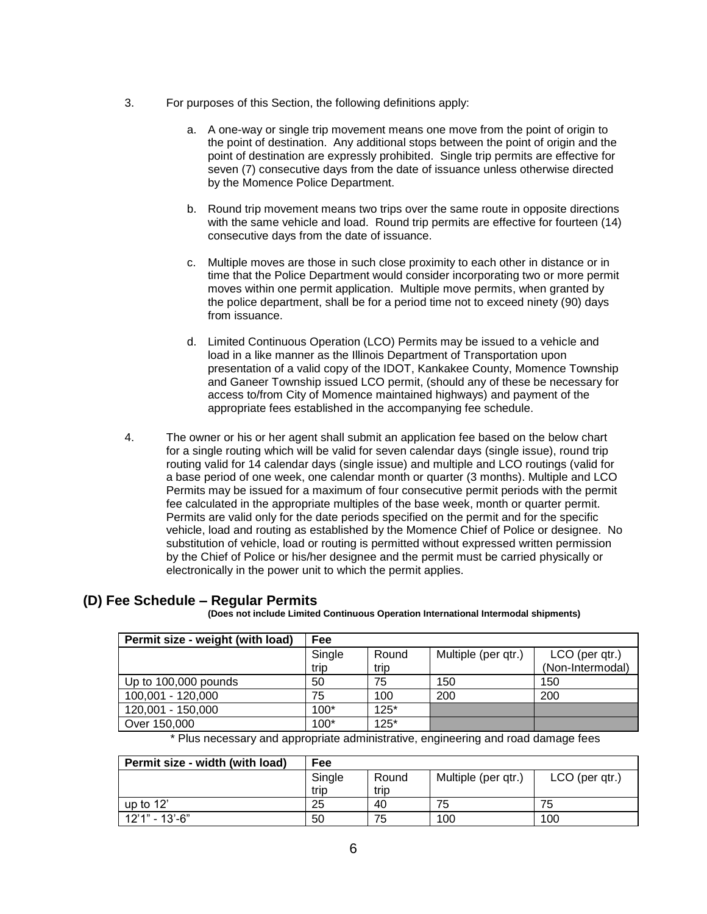3. For purposes of this Section, the following definitions apply:

    a. A one-way or single trip movement means one move from the point of origin to the point of destination. Any additional stops between the point of origin and the point of destination are expressly prohibited. Single trip permits are effective for seven (7) consecutive days from the date of issuance unless otherwise directed by the Momence Police Department.

    b. Round trip movement means two trips over the same route in opposite directions with the same vehicle and load. Round trip permits are effective for fourteen (14) consecutive days from the date of issuance.

    c. Multiple moves are those in such close proximity to each other in distance or in time that the Police Department would consider incorporating two or more permit moves within one permit application. Multiple move permits, when granted by the police department, shall be for a period time not to exceed ninety (90) days from issuance.

    d. Limited Continuous Operation (LCO) Permits may be issued to a vehicle and load in a like manner as the Illinois Department of Transportation upon presentation of a valid copy of the IDOT, Kankakee County, Momence Township and Ganeer Township issued LCO permit, (should any of these be necessary for access to/from City of Momence maintained highways) and payment of the appropriate fees established in the accompanying fee schedule.

4. The owner or his or her agent shall submit an application fee based on the below chart for a single routing which will be valid for seven calendar days (single issue), round trip routing valid for 14 calendar days (single issue) and multiple and LCO routings (valid for a base period of one week, one calendar month or quarter (3 months). Multiple and LCO Permits may be issued for a maximum of four consecutive permit periods with the permit fee calculated in the appropriate multiples of the base week, month or quarter permit. Permits are valid only for the date periods specified on the permit and for the specific vehicle, load and routing as established by the Momence Chief of Police or designee. No substitution of vehicle, load or routing is permitted without expressed written permission by the Chief of Police or his/her designee and the permit must be carried physically or electronically in the power unit to which the permit applies.

## (D) Fee Schedule – Regular Permits

**(Does not include Limited Continuous Operation International Intermodal shipments)**

| Permit size - weight (with load) | Fee | | | |
|---|---|---|---|---|
| | Single trip | Round trip | Multiple (per qtr.) | LCO (per qtr.) (Non-Intermodal) |
| Up to 100,000 pounds | 50 | 75 | 150 | 150 |
| 100,001 - 120,000 | 75 | 100 | 200 | 200 |
| 120,001 - 150,000 | 100* | 125* | | |
| Over 150,000 | 100* | 125* | | |

\* Plus necessary and appropriate administrative, engineering and road damage fees

| Permit size - width (with load) | Fee | | | |
|---|---|---|---|---|
| | Single trip | Round trip | Multiple (per qtr.) | LCO (per qtr.) |
| up to 12' | 25 | 40 | 75 | 75 |
| 12'1" - 13'-6" | 50 | 75 | 100 | 100 |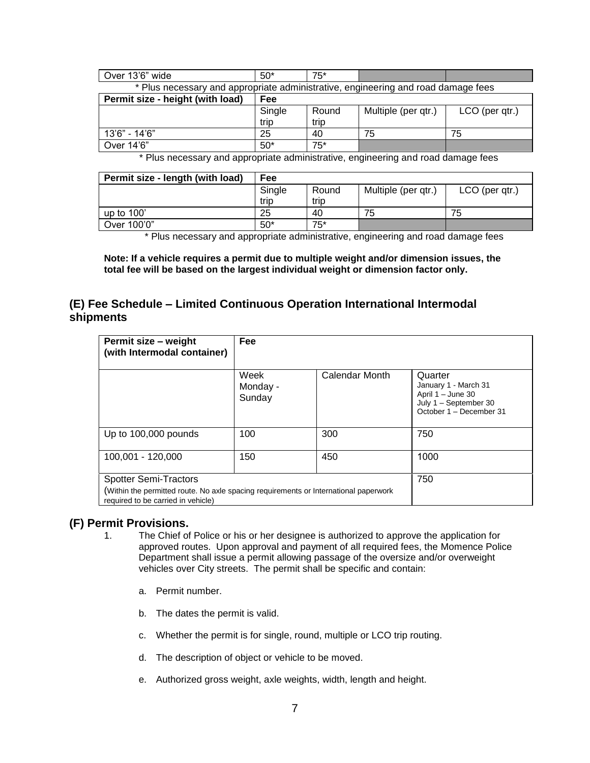| Over 13'6" wide | 50* | 75* | | |
|---|---|---|---|---|

\* Plus necessary and appropriate administrative, engineering and road damage fees

| Permit size - height (with load) | Fee | | | |
|---|---|---|---|---|
| | Single trip | Round trip | Multiple (per qtr.) | LCO (per qtr.) |
| 13'6" - 14'6" | 25 | 40 | 75 | 75 |
| Over 14'6" | 50* | 75* | | |

\* Plus necessary and appropriate administrative, engineering and road damage fees

| Permit size - length (with load) | Fee | | | |
|---|---|---|---|---|
| | Single trip | Round trip | Multiple (per qtr.) | LCO (per qtr.) |
| up to 100' | 25 | 40 | 75 | 75 |
| Over 100'0" | 50* | 75* | | |

\* Plus necessary and appropriate administrative, engineering and road damage fees

**Note: If a vehicle requires a permit due to multiple weight and/or dimension issues, the total fee will be based on the largest individual weight or dimension factor only.**

## (E) Fee Schedule – Limited Continuous Operation International Intermodal shipments

| Permit size – weight (with Intermodal container) | Fee | | |
|---|---|---|---|
| | Week Monday - Sunday | Calendar Month | Quarter January 1 - March 31 April 1 – June 30 July 1 – September 30 October 1 – December 31 |
| Up to 100,000 pounds | 100 | 300 | 750 |
| 100,001 - 120,000 | 150 | 450 | 1000 |
| Spotter Semi-Tractors (Within the permitted route. No axle spacing requirements or International paperwork required to be carried in vehicle) | | | 750 |

## (F) Permit Provisions.

1. The Chief of Police or his or her designee is authorized to approve the application for approved routes. Upon approval and payment of all required fees, the Momence Police Department shall issue a permit allowing passage of the oversize and/or overweight vehicles over City streets. The permit shall be specific and contain:

   a. Permit number.

   b. The dates the permit is valid.

   c. Whether the permit is for single, round, multiple or LCO trip routing.

   d. The description of object or vehicle to be moved.

   e. Authorized gross weight, axle weights, width, length and height.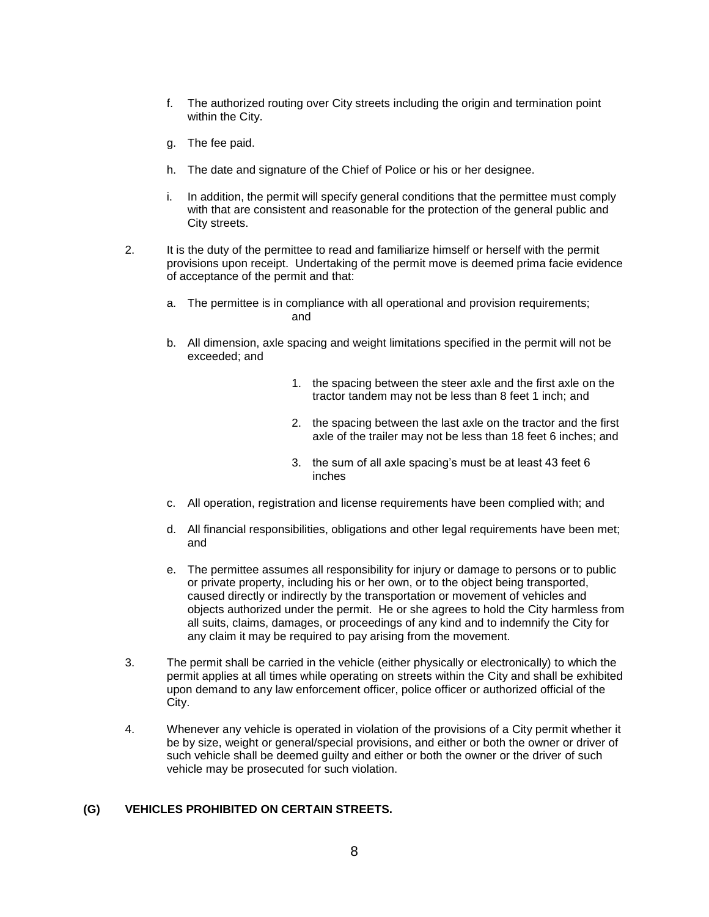f. The authorized routing over City streets including the origin and termination point within the City.

g. The fee paid.

h. The date and signature of the Chief of Police or his or her designee.

i. In addition, the permit will specify general conditions that the permittee must comply with that are consistent and reasonable for the protection of the general public and City streets.

2. It is the duty of the permittee to read and familiarize himself or herself with the permit provisions upon receipt. Undertaking of the permit move is deemed prima facie evidence of acceptance of the permit and that:

   a. The permittee is in compliance with all operational and provision requirements; and

   b. All dimension, axle spacing and weight limitations specified in the permit will not be exceeded; and

      1. the spacing between the steer axle and the first axle on the tractor tandem may not be less than 8 feet 1 inch; and

      2. the spacing between the last axle on the tractor and the first axle of the trailer may not be less than 18 feet 6 inches; and

      3. the sum of all axle spacing's must be at least 43 feet 6 inches

   c. All operation, registration and license requirements have been complied with; and

   d. All financial responsibilities, obligations and other legal requirements have been met; and

   e. The permittee assumes all responsibility for injury or damage to persons or to public or private property, including his or her own, or to the object being transported, caused directly or indirectly by the transportation or movement of vehicles and objects authorized under the permit. He or she agrees to hold the City harmless from all suits, claims, damages, or proceedings of any kind and to indemnify the City for any claim it may be required to pay arising from the movement.

3. The permit shall be carried in the vehicle (either physically or electronically) to which the permit applies at all times while operating on streets within the City and shall be exhibited upon demand to any law enforcement officer, police officer or authorized official of the City.

4. Whenever any vehicle is operated in violation of the provisions of a City permit whether it be by size, weight or general/special provisions, and either or both the owner or driver of such vehicle shall be deemed guilty and either or both the owner or the driver of such vehicle may be prosecuted for such violation.

**(G) VEHICLES PROHIBITED ON CERTAIN STREETS.**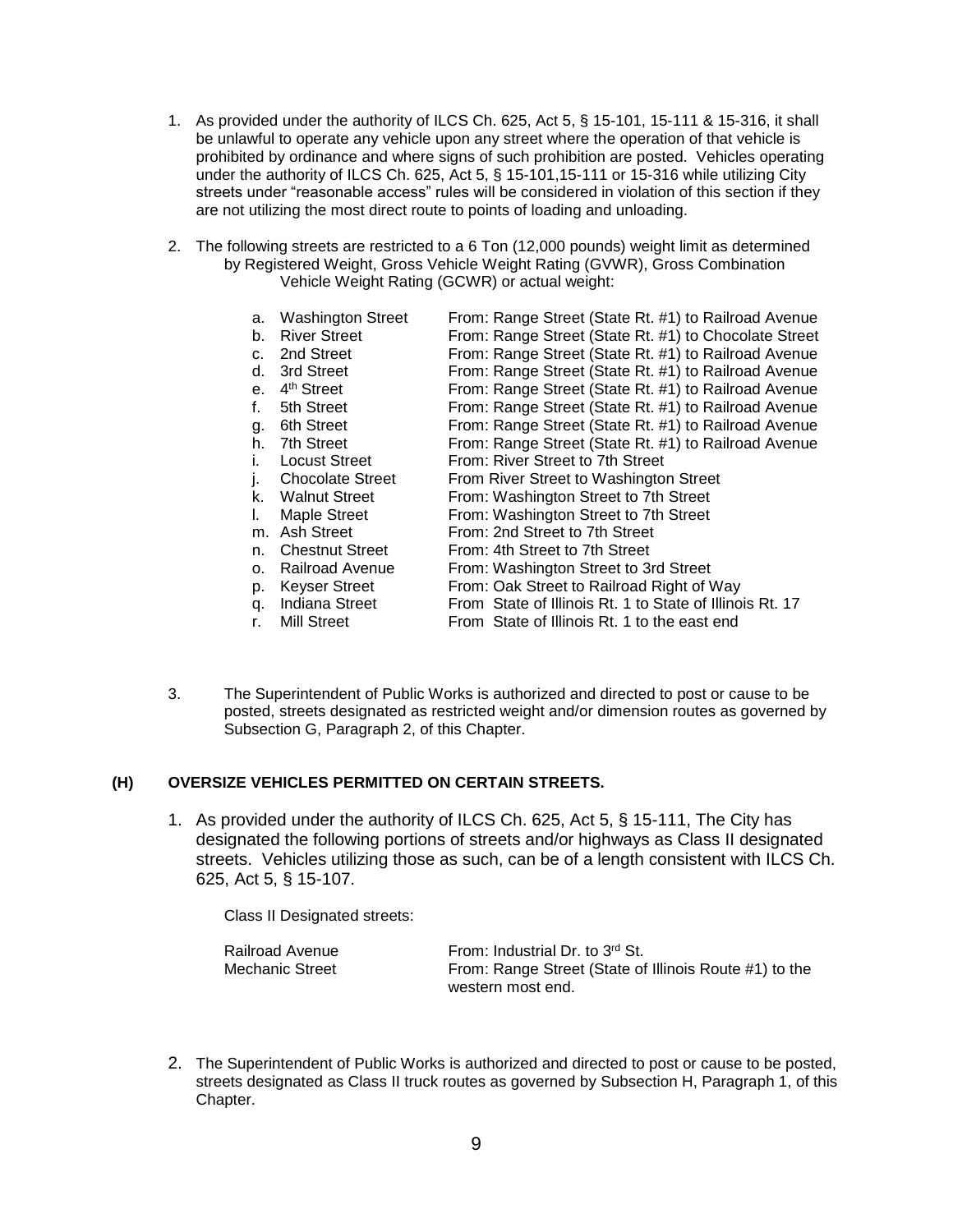1. As provided under the authority of ILCS Ch. 625, Act 5, § 15-101, 15-111 & 15-316, it shall be unlawful to operate any vehicle upon any street where the operation of that vehicle is prohibited by ordinance and where signs of such prohibition are posted. Vehicles operating under the authority of ILCS Ch. 625, Act 5, § 15-101,15-111 or 15-316 while utilizing City streets under "reasonable access" rules will be considered in violation of this section if they are not utilizing the most direct route to points of loading and unloading.

2. The following streets are restricted to a 6 Ton (12,000 pounds) weight limit as determined by Registered Weight, Gross Vehicle Weight Rating (GVWR), Gross Combination Vehicle Weight Rating (GCWR) or actual weight:

| | Street | Limits |
|---|---|---|
| a. | Washington Street | From: Range Street (State Rt. #1) to Railroad Avenue |
| b. | River Street | From: Range Street (State Rt. #1) to Chocolate Street |
| c. | 2nd Street | From: Range Street (State Rt. #1) to Railroad Avenue |
| d. | 3rd Street | From: Range Street (State Rt. #1) to Railroad Avenue |
| e. | 4th Street | From: Range Street (State Rt. #1) to Railroad Avenue |
| f. | 5th Street | From: Range Street (State Rt. #1) to Railroad Avenue |
| g. | 6th Street | From: Range Street (State Rt. #1) to Railroad Avenue |
| h. | 7th Street | From: Range Street (State Rt. #1) to Railroad Avenue |
| i. | Locust Street | From: River Street to 7th Street |
| j. | Chocolate Street | From River Street to Washington Street |
| k. | Walnut Street | From: Washington Street to 7th Street |
| l. | Maple Street | From: Washington Street to 7th Street |
| m. | Ash Street | From: 2nd Street to 7th Street |
| n. | Chestnut Street | From: 4th Street to 7th Street |
| o. | Railroad Avenue | From: Washington Street to 3rd Street |
| p. | Keyser Street | From: Oak Street to Railroad Right of Way |
| q. | Indiana Street | From State of Illinois Rt. 1 to State of Illinois Rt. 17 |
| r. | Mill Street | From State of Illinois Rt. 1 to the east end |

3. The Superintendent of Public Works is authorized and directed to post or cause to be posted, streets designated as restricted weight and/or dimension routes as governed by Subsection G, Paragraph 2, of this Chapter.

### (H) OVERSIZE VEHICLES PERMITTED ON CERTAIN STREETS.

1. As provided under the authority of ILCS Ch. 625, Act 5, § 15-111, The City has designated the following portions of streets and/or highways as Class II designated streets. Vehicles utilizing those as such, can be of a length consistent with ILCS Ch. 625, Act 5, § 15-107.

   Class II Designated streets:

   | Street | Limits |
   |---|---|
   | Railroad Avenue | From: Industrial Dr. to 3rd St. |
   | Mechanic Street | From: Range Street (State of Illinois Route #1) to the western most end. |

2. The Superintendent of Public Works is authorized and directed to post or cause to be posted, streets designated as Class II truck routes as governed by Subsection H, Paragraph 1, of this Chapter.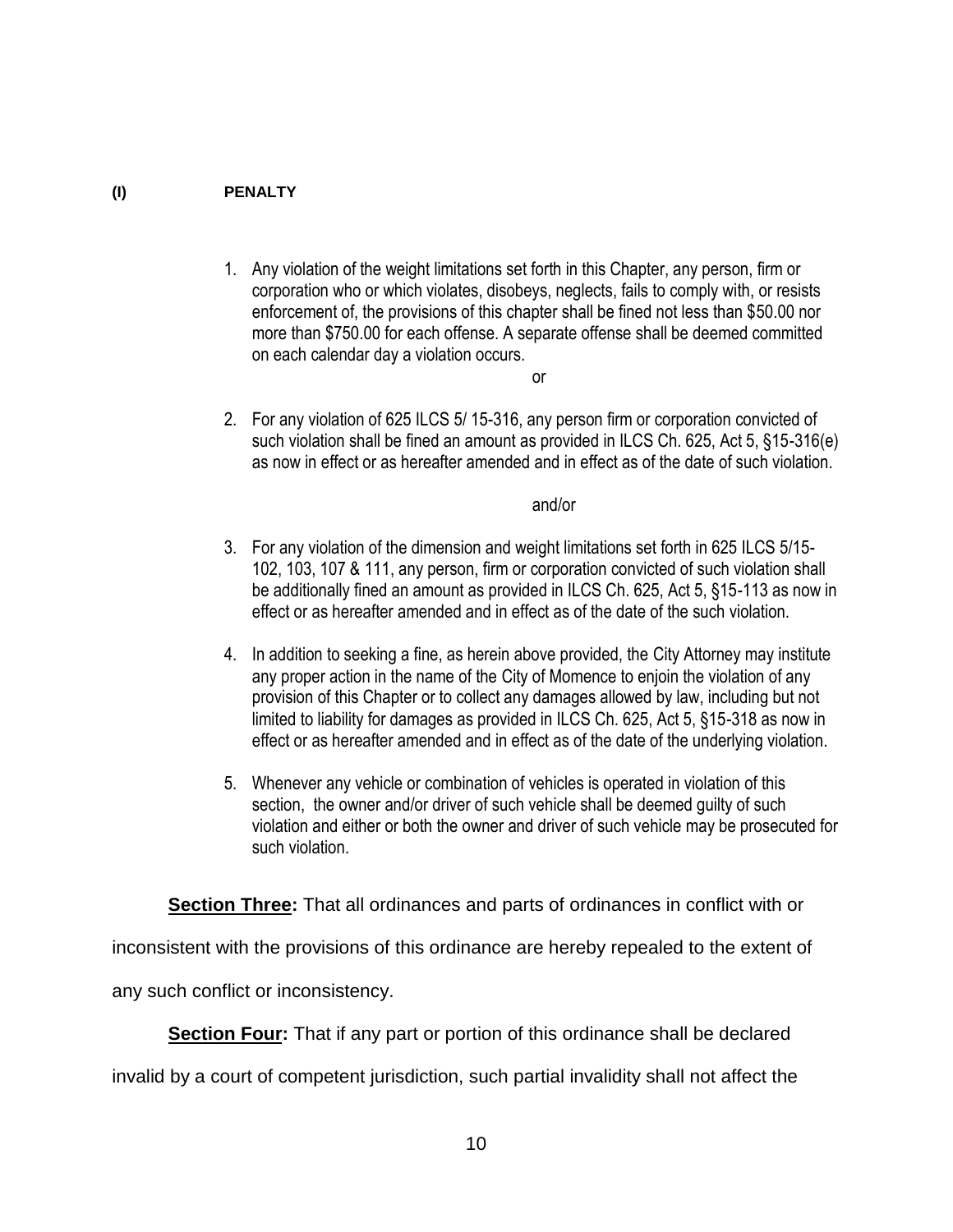**(I) PENALTY**

1. Any violation of the weight limitations set forth in this Chapter, any person, firm or corporation who or which violates, disobeys, neglects, fails to comply with, or resists enforcement of, the provisions of this chapter shall be fined not less than $50.00 nor more than $750.00 for each offense. A separate offense shall be deemed committed on each calendar day a violation occurs.

or

2. For any violation of 625 ILCS 5/ 15-316, any person firm or corporation convicted of such violation shall be fined an amount as provided in ILCS Ch. 625, Act 5, §15-316(e) as now in effect or as hereafter amended and in effect as of the date of such violation.

and/or

3. For any violation of the dimension and weight limitations set forth in 625 ILCS 5/15-102, 103, 107 & 111, any person, firm or corporation convicted of such violation shall be additionally fined an amount as provided in ILCS Ch. 625, Act 5, §15-113 as now in effect or as hereafter amended and in effect as of the date of the such violation.

4. In addition to seeking a fine, as herein above provided, the City Attorney may institute any proper action in the name of the City of Momence to enjoin the violation of any provision of this Chapter or to collect any damages allowed by law, including but not limited to liability for damages as provided in ILCS Ch. 625, Act 5, §15-318 as now in effect or as hereafter amended and in effect as of the date of the underlying violation.

5. Whenever any vehicle or combination of vehicles is operated in violation of this section, the owner and/or driver of such vehicle shall be deemed guilty of such violation and either or both the owner and driver of such vehicle may be prosecuted for such violation.

**Section Three:** That all ordinances and parts of ordinances in conflict with or inconsistent with the provisions of this ordinance are hereby repealed to the extent of any such conflict or inconsistency.

**Section Four:** That if any part or portion of this ordinance shall be declared invalid by a court of competent jurisdiction, such partial invalidity shall not affect the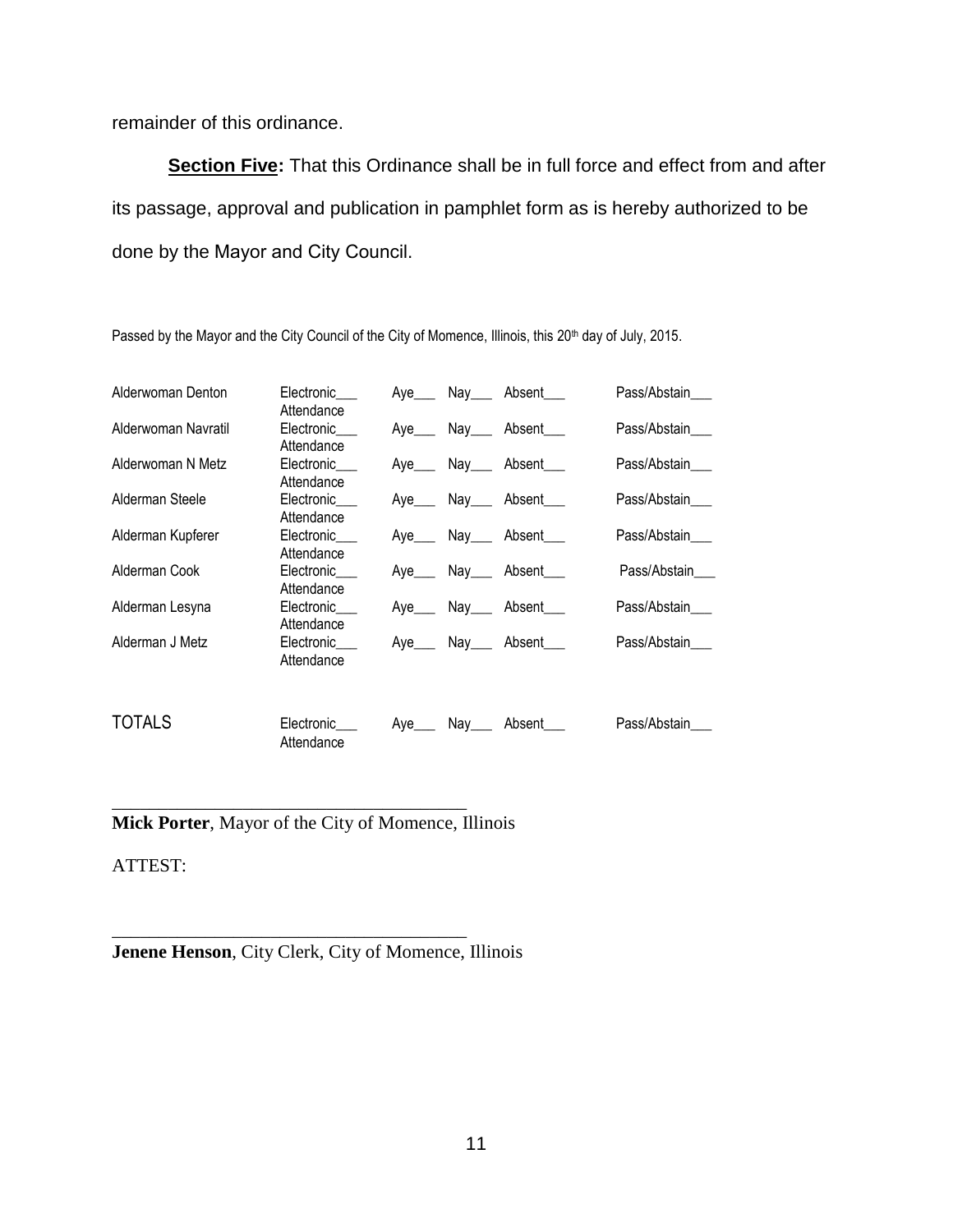remainder of this ordinance.

**Section Five:** That this Ordinance shall be in full force and effect from and after its passage, approval and publication in pamphlet form as is hereby authorized to be done by the Mayor and City Council.

Passed by the Mayor and the City Council of the City of Momence, Illinois, this 20th day of July, 2015.

| | | | | | |
|---|---|---|---|---|---|
| Alderwoman Denton | Electronic___ Attendance | Aye___ | Nay___ | Absent___ | Pass/Abstain___ |
| Alderwoman Navratil | Electronic___ Attendance | Aye___ | Nay___ | Absent___ | Pass/Abstain___ |
| Alderwoman N Metz | Electronic___ Attendance | Aye___ | Nay___ | Absent___ | Pass/Abstain___ |
| Alderman Steele | Electronic___ Attendance | Aye___ | Nay___ | Absent___ | Pass/Abstain___ |
| Alderman Kupferer | Electronic___ Attendance | Aye___ | Nay___ | Absent___ | Pass/Abstain___ |
| Alderman Cook | Electronic___ Attendance | Aye___ | Nay___ | Absent___ | Pass/Abstain___ |
| Alderman Lesyna | Electronic___ Attendance | Aye___ | Nay___ | Absent___ | Pass/Abstain___ |
| Alderman J Metz | Electronic___ Attendance | Aye___ | Nay___ | Absent___ | Pass/Abstain___ |
| TOTALS | Electronic___ Attendance | Aye___ | Nay___ | Absent___ | Pass/Abstain___ |

_______________________________________
**Mick Porter**, Mayor of the City of Momence, Illinois

ATTEST:

_______________________________________
**Jenene Henson**, City Clerk, City of Momence, Illinois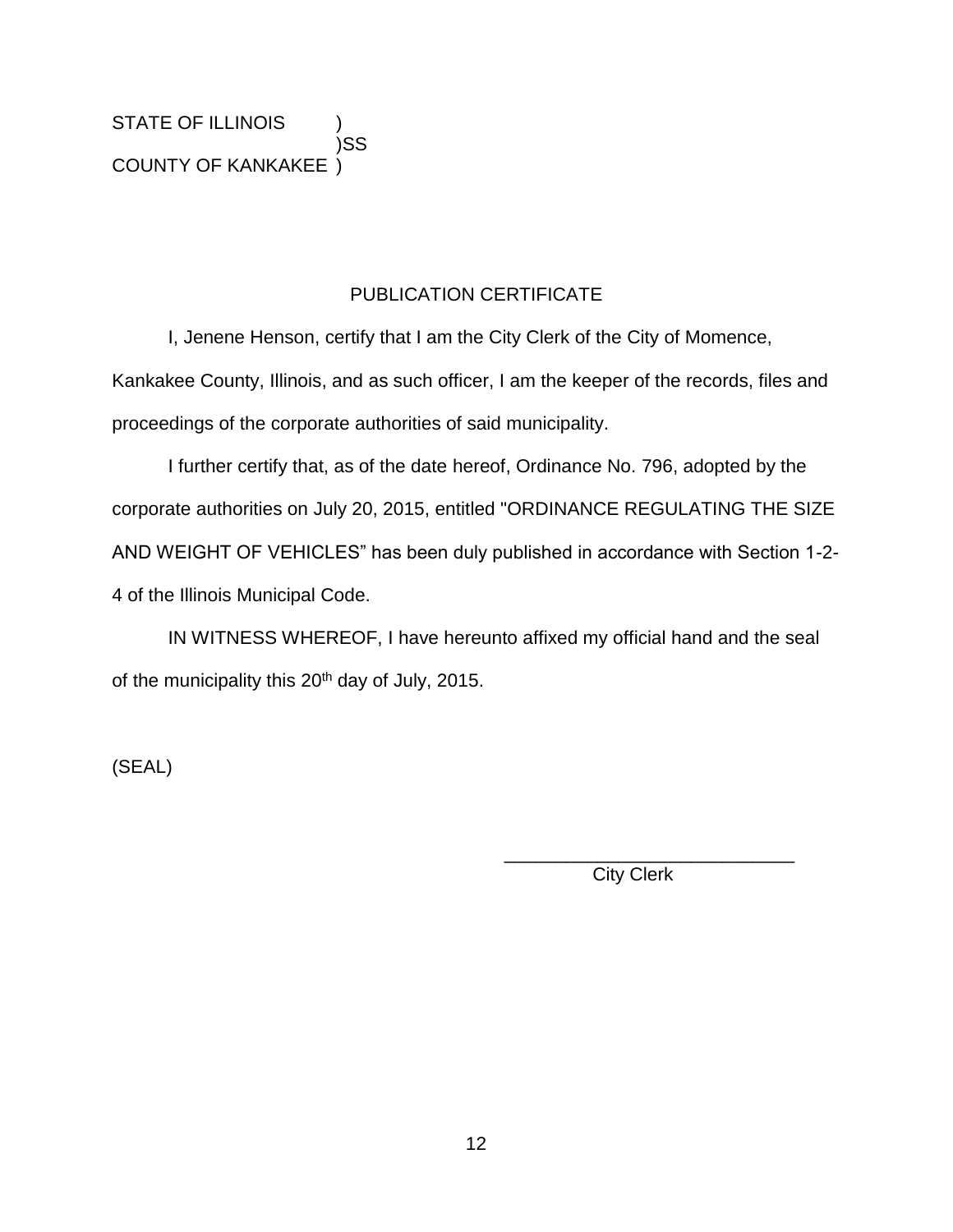STATE OF ILLINOIS )
)SS
COUNTY OF KANKAKEE )

## PUBLICATION CERTIFICATE

I, Jenene Henson, certify that I am the City Clerk of the City of Momence, Kankakee County, Illinois, and as such officer, I am the keeper of the records, files and proceedings of the corporate authorities of said municipality.

I further certify that, as of the date hereof, Ordinance No. 796, adopted by the corporate authorities on July 20, 2015, entitled "ORDINANCE REGULATING THE SIZE AND WEIGHT OF VEHICLES" has been duly published in accordance with Section 1-2-4 of the Illinois Municipal Code.

IN WITNESS WHEREOF, I have hereunto affixed my official hand and the seal of the municipality this 20th day of July, 2015.

(SEAL)

\_\_\_\_\_\_\_\_\_\_\_\_\_\_\_\_\_\_\_\_\_\_\_\_\_\_\_\_
City Clerk